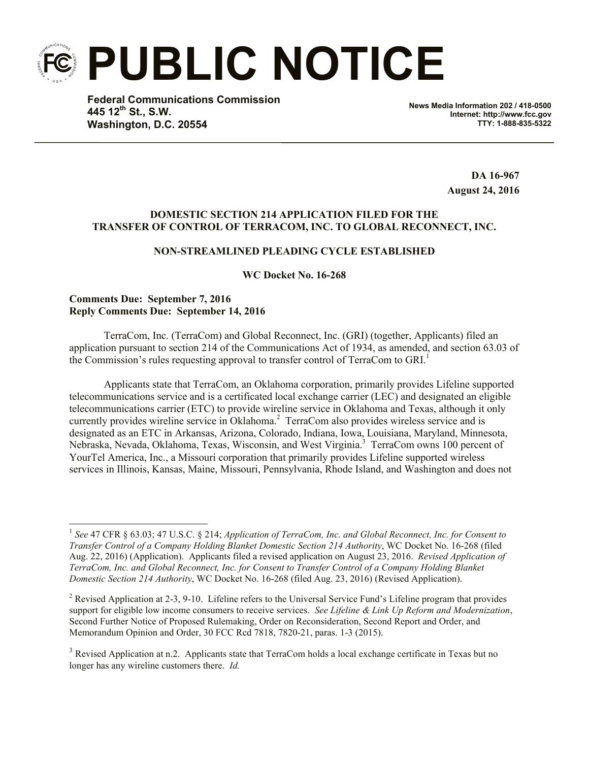# PUBLIC NOTICE

**Federal Communications Commission**
**445 12th St., S.W.**
**Washington, D.C. 20554**

**News Media Information 202 / 418-0500**
**Internet: http://www.fcc.gov**
**TTY: 1-888-835-5322**

**DA 16-967**
**August 24, 2016**

**DOMESTIC SECTION 214 APPLICATION FILED FOR THE TRANSFER OF CONTROL OF TERRACOM, INC. TO GLOBAL RECONNECT, INC.**

**NON-STREAMLINED PLEADING CYCLE ESTABLISHED**

**WC Docket No. 16-268**

**Comments Due: September 7, 2016**
**Reply Comments Due: September 14, 2016**

TerraCom, Inc. (TerraCom) and Global Reconnect, Inc. (GRI) (together, Applicants) filed an application pursuant to section 214 of the Communications Act of 1934, as amended, and section 63.03 of the Commission's rules requesting approval to transfer control of TerraCom to GRI.[1]

Applicants state that TerraCom, an Oklahoma corporation, primarily provides Lifeline supported telecommunications service and is a certificated local exchange carrier (LEC) and designated an eligible telecommunications carrier (ETC) to provide wireline service in Oklahoma and Texas, although it only currently provides wireline service in Oklahoma.[2] TerraCom also provides wireless service and is designated as an ETC in Arkansas, Arizona, Colorado, Indiana, Iowa, Louisiana, Maryland, Minnesota, Nebraska, Nevada, Oklahoma, Texas, Wisconsin, and West Virginia.[3] TerraCom owns 100 percent of YourTel America, Inc., a Missouri corporation that primarily provides Lifeline supported wireless services in Illinois, Kansas, Maine, Missouri, Pennsylvania, Rhode Island, and Washington and does not

---

[1] *See* 47 CFR § 63.03; 47 U.S.C. § 214; *Application of TerraCom, Inc. and Global Reconnect, Inc. for Consent to Transfer Control of a Company Holding Blanket Domestic Section 214 Authority*, WC Docket No. 16-268 (filed Aug. 22, 2016) (Application). Applicants filed a revised application on August 23, 2016. *Revised Application of TerraCom, Inc. and Global Reconnect, Inc. for Consent to Transfer Control of a Company Holding Blanket Domestic Section 214 Authority*, WC Docket No. 16-268 (filed Aug. 23, 2016) (Revised Application).

[2] Revised Application at 2-3, 9-10. Lifeline refers to the Universal Service Fund's Lifeline program that provides support for eligible low income consumers to receive services. *See Lifeline & Link Up Reform and Modernization*, Second Further Notice of Proposed Rulemaking, Order on Reconsideration, Second Report and Order, and Memorandum Opinion and Order, 30 FCC Rcd 7818, 7820-21, paras. 1-3 (2015).

[3] Revised Application at n.2. Applicants state that TerraCom holds a local exchange certificate in Texas but no longer has any wireline customers there. *Id.*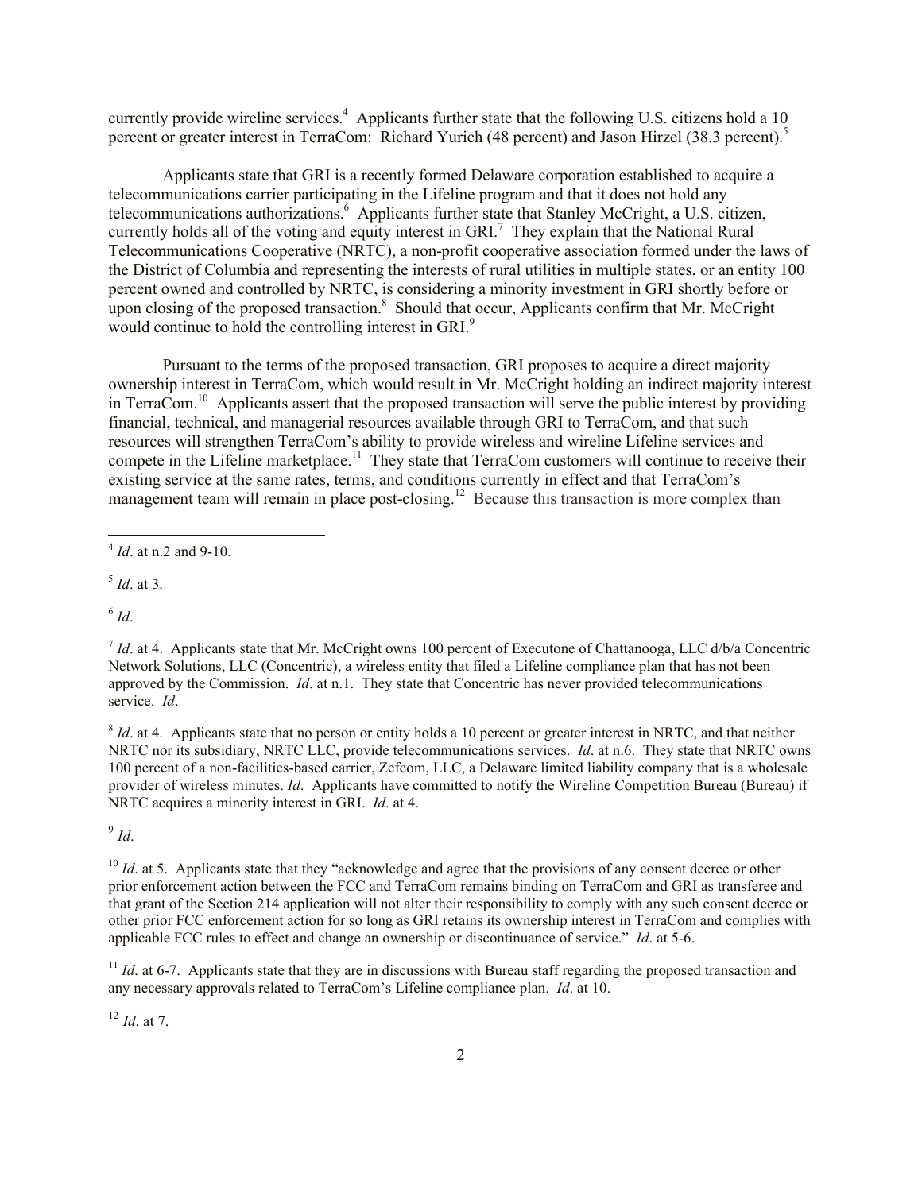currently provide wireline services.[4] Applicants further state that the following U.S. citizens hold a 10 percent or greater interest in TerraCom: Richard Yurich (48 percent) and Jason Hirzel (38.3 percent).[5]

Applicants state that GRI is a recently formed Delaware corporation established to acquire a telecommunications carrier participating in the Lifeline program and that it does not hold any telecommunications authorizations.[6] Applicants further state that Stanley McCright, a U.S. citizen, currently holds all of the voting and equity interest in GRI.[7] They explain that the National Rural Telecommunications Cooperative (NRTC), a non-profit cooperative association formed under the laws of the District of Columbia and representing the interests of rural utilities in multiple states, or an entity 100 percent owned and controlled by NRTC, is considering a minority investment in GRI shortly before or upon closing of the proposed transaction.[8] Should that occur, Applicants confirm that Mr. McCright would continue to hold the controlling interest in GRI.[9]

Pursuant to the terms of the proposed transaction, GRI proposes to acquire a direct majority ownership interest in TerraCom, which would result in Mr. McCright holding an indirect majority interest in TerraCom.[10] Applicants assert that the proposed transaction will serve the public interest by providing financial, technical, and managerial resources available through GRI to TerraCom, and that such resources will strengthen TerraCom's ability to provide wireless and wireline Lifeline services and compete in the Lifeline marketplace.[11] They state that TerraCom customers will continue to receive their existing service at the same rates, terms, and conditions currently in effect and that TerraCom's management team will remain in place post-closing.[12] Because this transaction is more complex than

---

[4] *Id*. at n.2 and 9-10.

[5] *Id*. at 3.

[6] *Id*.

[7] *Id*. at 4. Applicants state that Mr. McCright owns 100 percent of Executone of Chattanooga, LLC d/b/a Concentric Network Solutions, LLC (Concentric), a wireless entity that filed a Lifeline compliance plan that has not been approved by the Commission. *Id*. at n.1. They state that Concentric has never provided telecommunications service. *Id*.

[8] *Id*. at 4. Applicants state that no person or entity holds a 10 percent or greater interest in NRTC, and that neither NRTC nor its subsidiary, NRTC LLC, provide telecommunications services. *Id*. at n.6. They state that NRTC owns 100 percent of a non-facilities-based carrier, Zefcom, LLC, a Delaware limited liability company that is a wholesale provider of wireless minutes. *Id*. Applicants have committed to notify the Wireline Competition Bureau (Bureau) if NRTC acquires a minority interest in GRI. *Id*. at 4.

[9] *Id*.

[10] *Id*. at 5. Applicants state that they "acknowledge and agree that the provisions of any consent decree or other prior enforcement action between the FCC and TerraCom remains binding on TerraCom and GRI as transferee and that grant of the Section 214 application will not alter their responsibility to comply with any such consent decree or other prior FCC enforcement action for so long as GRI retains its ownership interest in TerraCom and complies with applicable FCC rules to effect and change an ownership or discontinuance of service." *Id*. at 5-6.

[11] *Id*. at 6-7. Applicants state that they are in discussions with Bureau staff regarding the proposed transaction and any necessary approvals related to TerraCom's Lifeline compliance plan. *Id*. at 10.

[12] *Id*. at 7.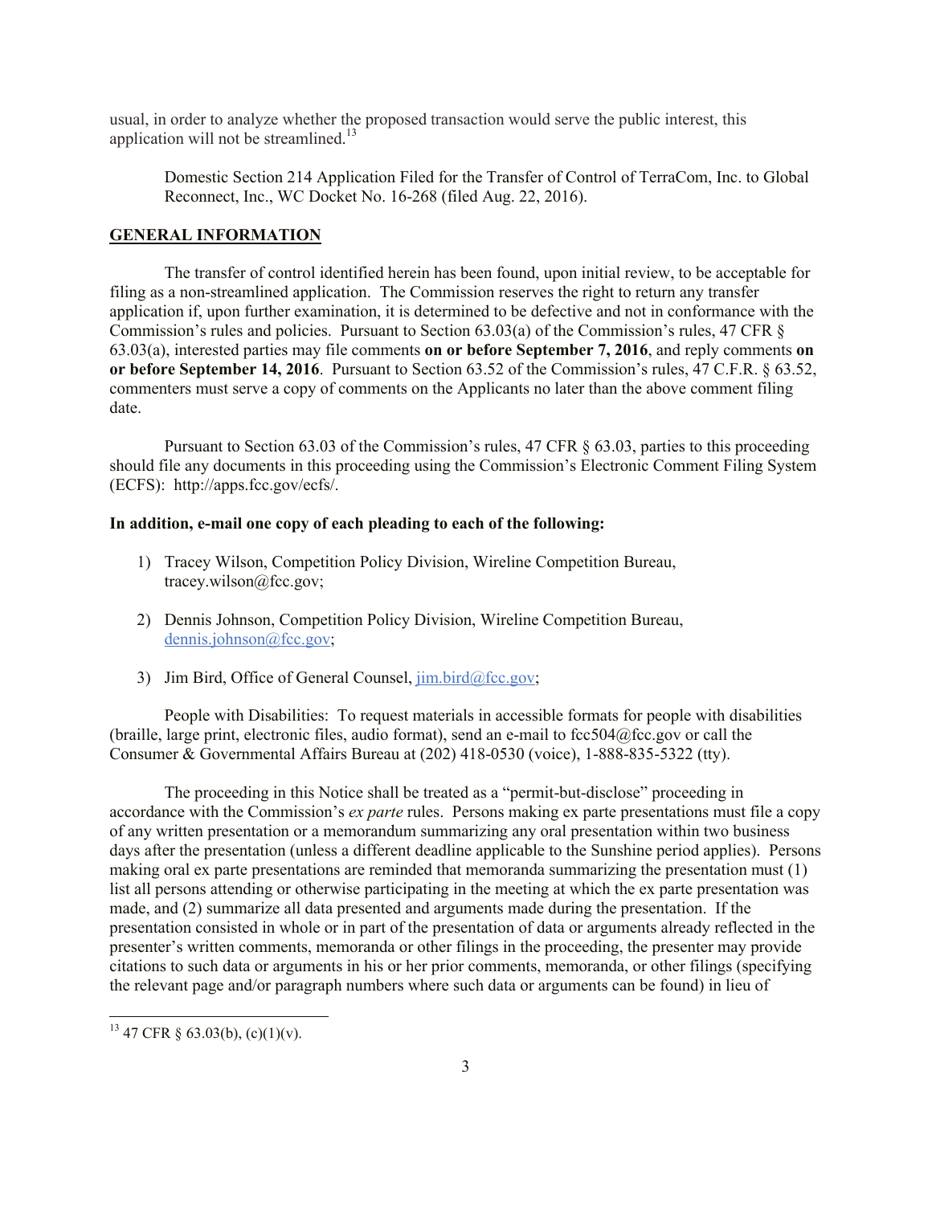usual, in order to analyze whether the proposed transaction would serve the public interest, this application will not be streamlined.[13]

Domestic Section 214 Application Filed for the Transfer of Control of TerraCom, Inc. to Global Reconnect, Inc., WC Docket No. 16-268 (filed Aug. 22, 2016).

## GENERAL INFORMATION

The transfer of control identified herein has been found, upon initial review, to be acceptable for filing as a non-streamlined application. The Commission reserves the right to return any transfer application if, upon further examination, it is determined to be defective and not in conformance with the Commission's rules and policies. Pursuant to Section 63.03(a) of the Commission's rules, 47 CFR § 63.03(a), interested parties may file comments **on or before September 7, 2016**, and reply comments **on or before September 14, 2016**. Pursuant to Section 63.52 of the Commission's rules, 47 C.F.R. § 63.52, commenters must serve a copy of comments on the Applicants no later than the above comment filing date.

Pursuant to Section 63.03 of the Commission's rules, 47 CFR § 63.03, parties to this proceeding should file any documents in this proceeding using the Commission's Electronic Comment Filing System (ECFS): http://apps.fcc.gov/ecfs/.

**In addition, e-mail one copy of each pleading to each of the following:**

1) Tracey Wilson, Competition Policy Division, Wireline Competition Bureau, tracey.wilson@fcc.gov;

2) Dennis Johnson, Competition Policy Division, Wireline Competition Bureau, dennis.johnson@fcc.gov;

3) Jim Bird, Office of General Counsel, jim.bird@fcc.gov;

People with Disabilities: To request materials in accessible formats for people with disabilities (braille, large print, electronic files, audio format), send an e-mail to fcc504@fcc.gov or call the Consumer & Governmental Affairs Bureau at (202) 418-0530 (voice), 1-888-835-5322 (tty).

The proceeding in this Notice shall be treated as a "permit-but-disclose" proceeding in accordance with the Commission's *ex parte* rules. Persons making ex parte presentations must file a copy of any written presentation or a memorandum summarizing any oral presentation within two business days after the presentation (unless a different deadline applicable to the Sunshine period applies). Persons making oral ex parte presentations are reminded that memoranda summarizing the presentation must (1) list all persons attending or otherwise participating in the meeting at which the ex parte presentation was made, and (2) summarize all data presented and arguments made during the presentation. If the presentation consisted in whole or in part of the presentation of data or arguments already reflected in the presenter's written comments, memoranda or other filings in the proceeding, the presenter may provide citations to such data or arguments in his or her prior comments, memoranda, or other filings (specifying the relevant page and/or paragraph numbers where such data or arguments can be found) in lieu of

[13] 47 CFR § 63.03(b), (c)(1)(v).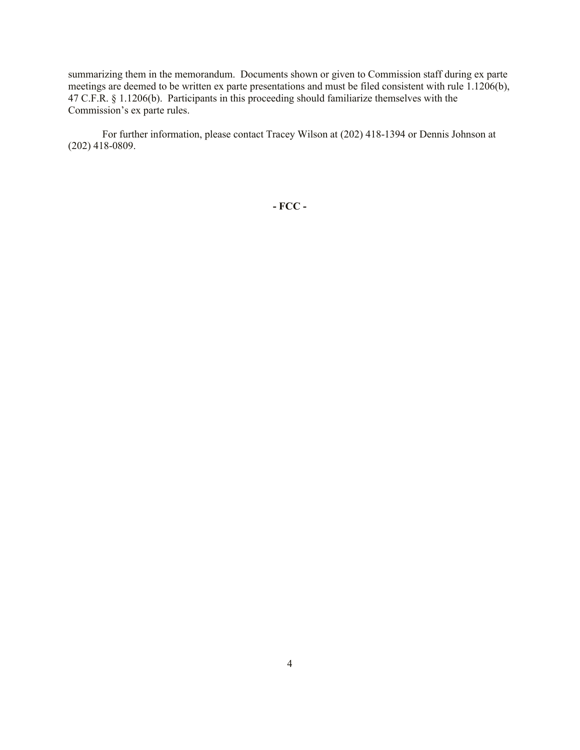summarizing them in the memorandum. Documents shown or given to Commission staff during ex parte meetings are deemed to be written ex parte presentations and must be filed consistent with rule 1.1206(b), 47 C.F.R. § 1.1206(b). Participants in this proceeding should familiarize themselves with the Commission's ex parte rules.

For further information, please contact Tracey Wilson at (202) 418-1394 or Dennis Johnson at (202) 418-0809.

**- FCC -**